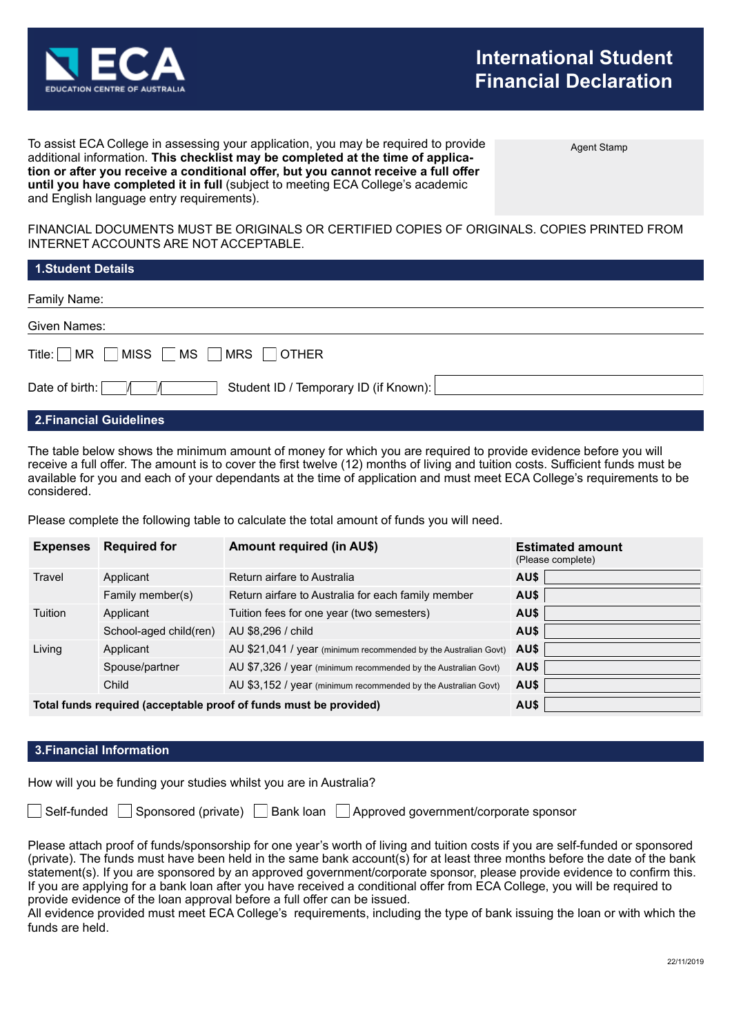# ECA
EDUCATION CENTRE OF AUSTRALIA

# International Student Financial Declaration

To assist ECA College in assessing your application, you may be required to provide additional information. **This checklist may be completed at the time of application or after you receive a conditional offer, but you cannot receive a full offer until you have completed it in full** (subject to meeting ECA College's academic and English language entry requirements).

Agent Stamp

FINANCIAL DOCUMENTS MUST BE ORIGINALS OR CERTIFIED COPIES OF ORIGINALS. COPIES PRINTED FROM INTERNET ACCOUNTS ARE NOT ACCEPTABLE.

## 1.Student Details

Family Name:

Given Names:

Title: ☐ MR ☐ MISS ☐ MS ☐ MRS ☐ OTHER

Date of birth: \_\_\_/\_\_\_/\_\_\_\_\_ Student ID / Temporary ID (if Known):

## 2.Financial Guidelines

The table below shows the minimum amount of money for which you are required to provide evidence before you will receive a full offer. The amount is to cover the first twelve (12) months of living and tuition costs. Sufficient funds must be available for you and each of your dependants at the time of application and must meet ECA College's requirements to be considered.

Please complete the following table to calculate the total amount of funds you will need.

| Expenses | Required for | Amount required (in AU$) | Estimated amount (Please complete) |
|---|---|---|---|
| Travel | Applicant | Return airfare to Australia | AU$ |
| | Family member(s) | Return airfare to Australia for each family member | AU$ |
| Tuition | Applicant | Tuition fees for one year (two semesters) | AU$ |
| | School-aged child(ren) | AU $8,296 / child | AU$ |
| Living | Applicant | AU $21,041 / year (minimum recommended by the Australian Govt) | AU$ |
| | Spouse/partner | AU $7,326 / year (minimum recommended by the Australian Govt) | AU$ |
| | Child | AU $3,152 / year (minimum recommended by the Australian Govt) | AU$ |
| **Total funds required (acceptable proof of funds must be provided)** | | | AU$ |

## 3.Financial Information

How will you be funding your studies whilst you are in Australia?

☐ Self-funded ☐ Sponsored (private) ☐ Bank loan ☐ Approved government/corporate sponsor

Please attach proof of funds/sponsorship for one year's worth of living and tuition costs if you are self-funded or sponsored (private). The funds must have been held in the same bank account(s) for at least three months before the date of the bank statement(s). If you are sponsored by an approved government/corporate sponsor, please provide evidence to confirm this. If you are applying for a bank loan after you have received a conditional offer from ECA College, you will be required to provide evidence of the loan approval before a full offer can be issued.
All evidence provided must meet ECA College's requirements, including the type of bank issuing the loan or with which the funds are held.

22/11/2019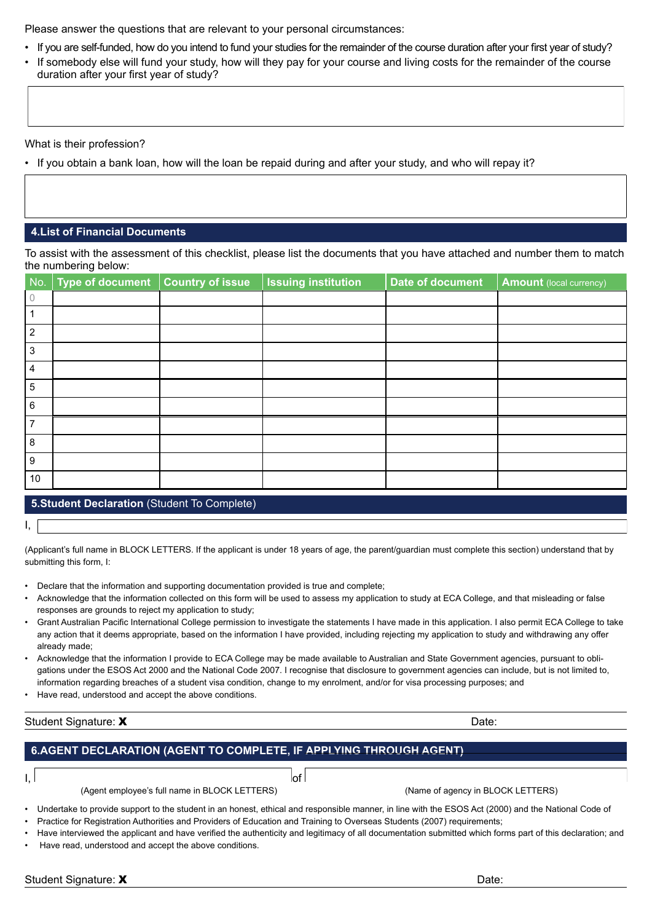Please answer the questions that are relevant to your personal circumstances:

- If you are self-funded, how do you intend to fund your studies for the remainder of the course duration after your first year of study?
- If somebody else will fund your study, how will they pay for your course and living costs for the remainder of the course duration after your first year of study?

What is their profession?

- If you obtain a bank loan, how will the loan be repaid during and after your study, and who will repay it?

## 4.List of Financial Documents

To assist with the assessment of this checklist, please list the documents that you have attached and number them to match the numbering below:

| No. | Type of document | Country of issue | Issuing institution | Date of document | Amount (local currency) |
|---|---|---|---|---|---|
| 0 | | | | | |
| 1 | | | | | |
| 2 | | | | | |
| 3 | | | | | |
| 4 | | | | | |
| 5 | | | | | |
| 6 | | | | | |
| 7 | | | | | |
| 8 | | | | | |
| 9 | | | | | |
| 10 | | | | | |

## 5.Student Declaration (Student To Complete)

I,

(Applicant's full name in BLOCK LETTERS. If the applicant is under 18 years of age, the parent/guardian must complete this section) understand that by submitting this form, I:

- Declare that the information and supporting documentation provided is true and complete;
- Acknowledge that the information collected on this form will be used to assess my application to study at ECA College, and that misleading or false responses are grounds to reject my application to study;
- Grant Australian Pacific International College permission to investigate the statements I have made in this application. I also permit ECA College to take any action that it deems appropriate, based on the information I have provided, including rejecting my application to study and withdrawing any offer already made;
- Acknowledge that the information I provide to ECA College may be made available to Australian and State Government agencies, pursuant to obligations under the ESOS Act 2000 and the National Code 2007. I recognise that disclosure to government agencies can include, but is not limited to, information regarding breaches of a student visa condition, change to my enrolment, and/or for visa processing purposes; and
- Have read, understood and accept the above conditions.

Student Signature: **X** Date:

## 6.AGENT DECLARATION (AGENT TO COMPLETE, IF APPLYING THROUGH AGENT)

I, of

(Agent employee's full name in BLOCK LETTERS) (Name of agency in BLOCK LETTERS)

- Undertake to provide support to the student in an honest, ethical and responsible manner, in line with the ESOS Act (2000) and the National Code of
- Practice for Registration Authorities and Providers of Education and Training to Overseas Students (2007) requirements;
- Have interviewed the applicant and have verified the authenticity and legitimacy of all documentation submitted which forms part of this declaration; and
- Have read, understood and accept the above conditions.

Student Signature: **X** Date: